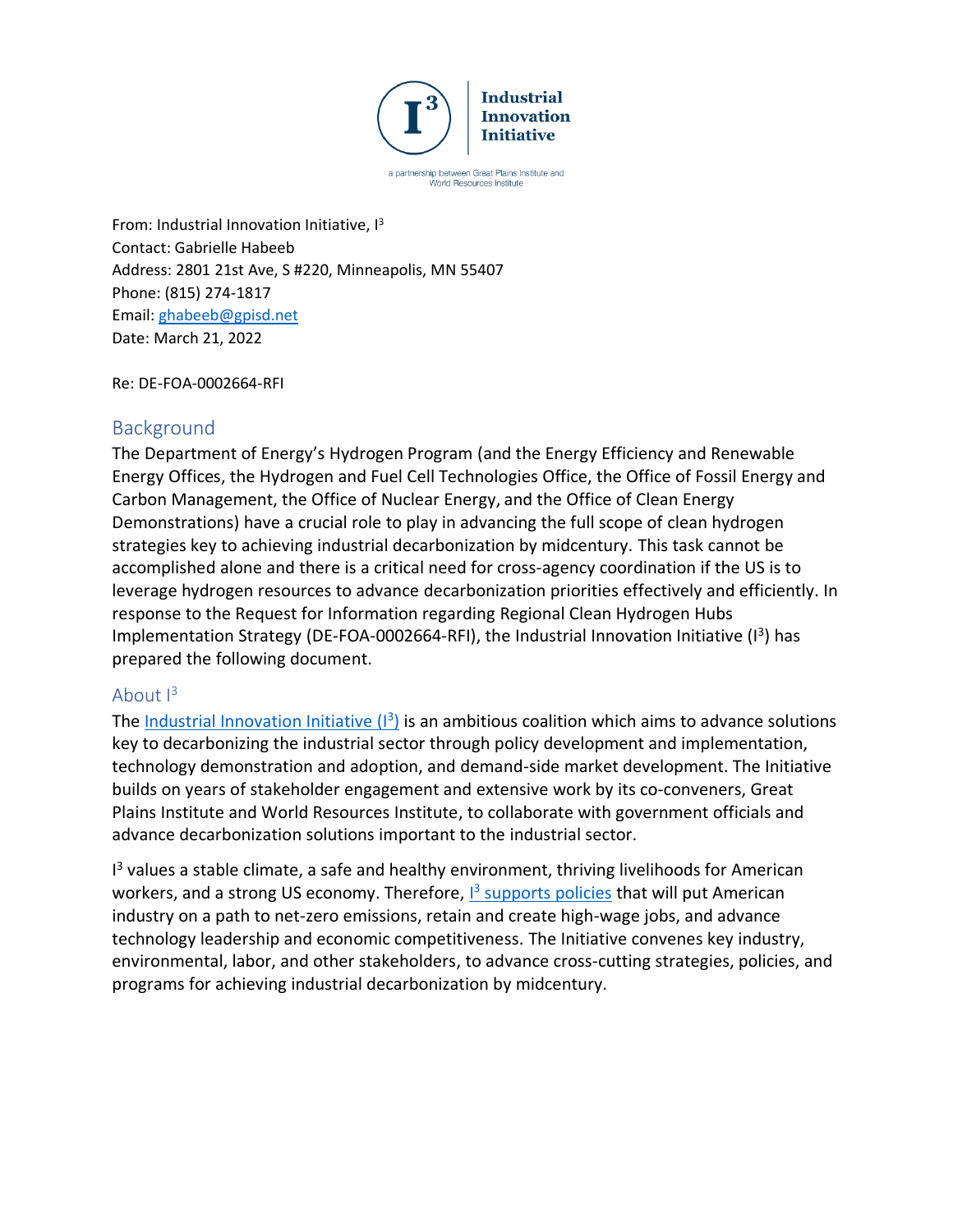**Industrial Innovation Initiative**

a partnership between Great Plains Institute and World Resources Institute

From: Industrial Innovation Initiative, I$^3$
Contact: Gabrielle Habeeb
Address: 2801 21st Ave, S #220, Minneapolis, MN 55407
Phone: (815) 274-1817
Email: ghabeeb@gpisd.net
Date: March 21, 2022

Re: DE-FOA-0002664-RFI

## Background

The Department of Energy's Hydrogen Program (and the Energy Efficiency and Renewable Energy Offices, the Hydrogen and Fuel Cell Technologies Office, the Office of Fossil Energy and Carbon Management, the Office of Nuclear Energy, and the Office of Clean Energy Demonstrations) have a crucial role to play in advancing the full scope of clean hydrogen strategies key to achieving industrial decarbonization by midcentury. This task cannot be accomplished alone and there is a critical need for cross-agency coordination if the US is to leverage hydrogen resources to advance decarbonization priorities effectively and efficiently. In response to the Request for Information regarding Regional Clean Hydrogen Hubs Implementation Strategy (DE-FOA-0002664-RFI), the Industrial Innovation Initiative (I$^3$) has prepared the following document.

## About I$^3$

The Industrial Innovation Initiative (I$^3$) is an ambitious coalition which aims to advance solutions key to decarbonizing the industrial sector through policy development and implementation, technology demonstration and adoption, and demand-side market development. The Initiative builds on years of stakeholder engagement and extensive work by its co-conveners, Great Plains Institute and World Resources Institute, to collaborate with government officials and advance decarbonization solutions important to the industrial sector.

I$^3$ values a stable climate, a safe and healthy environment, thriving livelihoods for American workers, and a strong US economy. Therefore, I$^3$ supports policies that will put American industry on a path to net-zero emissions, retain and create high-wage jobs, and advance technology leadership and economic competitiveness. The Initiative convenes key industry, environmental, labor, and other stakeholders, to advance cross-cutting strategies, policies, and programs for achieving industrial decarbonization by midcentury.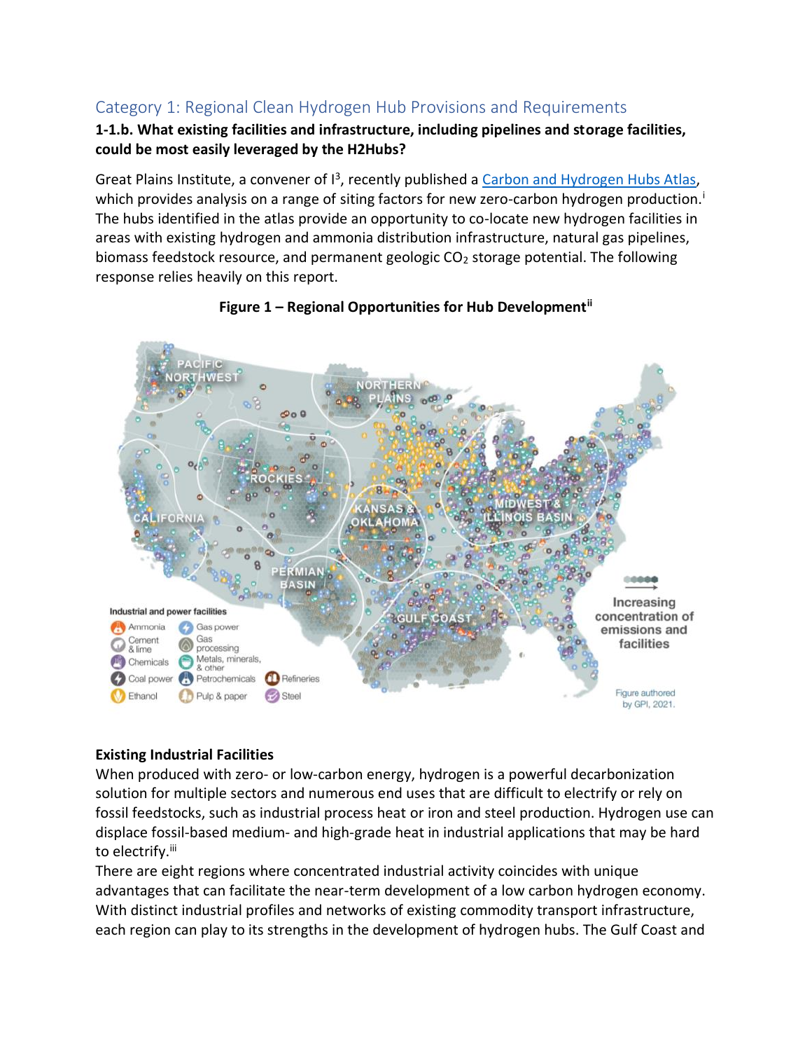## Category 1: Regional Clean Hydrogen Hub Provisions and Requirements

**1-1.b. What existing facilities and infrastructure, including pipelines and storage facilities, could be most easily leveraged by the H2Hubs?**

Great Plains Institute, a convener of I[3], recently published a [Carbon and Hydrogen Hubs Atlas](), which provides analysis on a range of siting factors for new zero-carbon hydrogen production.[i] The hubs identified in the atlas provide an opportunity to co-locate new hydrogen facilities in areas with existing hydrogen and ammonia distribution infrastructure, natural gas pipelines, biomass feedstock resource, and permanent geologic $CO_2$ storage potential. The following response relies heavily on this report.

**Figure 1 – Regional Opportunities for Hub Development[ii]**

**Existing Industrial Facilities**

When produced with zero- or low-carbon energy, hydrogen is a powerful decarbonization solution for multiple sectors and numerous end uses that are difficult to electrify or rely on fossil feedstocks, such as industrial process heat or iron and steel production. Hydrogen use can displace fossil-based medium- and high-grade heat in industrial applications that may be hard to electrify.[iii]

There are eight regions where concentrated industrial activity coincides with unique advantages that can facilitate the near-term development of a low carbon hydrogen economy. With distinct industrial profiles and networks of existing commodity transport infrastructure, each region can play to its strengths in the development of hydrogen hubs. The Gulf Coast and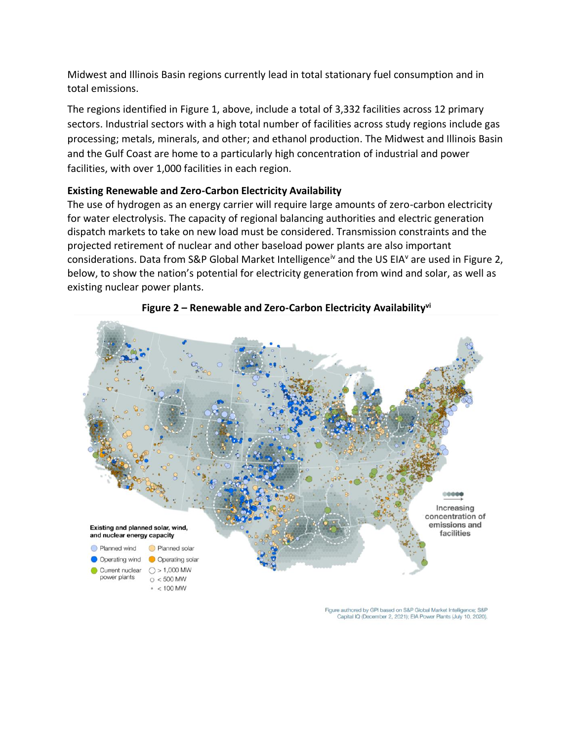Midwest and Illinois Basin regions currently lead in total stationary fuel consumption and in total emissions.

The regions identified in Figure 1, above, include a total of 3,332 facilities across 12 primary sectors. Industrial sectors with a high total number of facilities across study regions include gas processing; metals, minerals, and other; and ethanol production. The Midwest and Illinois Basin and the Gulf Coast are home to a particularly high concentration of industrial and power facilities, with over 1,000 facilities in each region.

**Existing Renewable and Zero-Carbon Electricity Availability**

The use of hydrogen as an energy carrier will require large amounts of zero-carbon electricity for water electrolysis. The capacity of regional balancing authorities and electric generation dispatch markets to take on new load must be considered. Transmission constraints and the projected retirement of nuclear and other baseload power plants are also important considerations. Data from S&P Global Market Intelligence[iv] and the US EIA[v] are used in Figure 2, below, to show the nation's potential for electricity generation from wind and solar, as well as existing nuclear power plants.

**Figure 2 – Renewable and Zero-Carbon Electricity Availability[vi]**

Existing and planned solar, wind, and nuclear energy capacity

- Planned wind
- Operating wind
- Current nuclear power plants
- Planned solar
- Operating solar
- > 1,000 MW
- < 500 MW
- < 100 MW

Increasing concentration of emissions and facilities

Figure authored by GPI based on S&P Global Market Intelligence; S&P Capital IQ (December 2, 2021); EIA Power Plants (July 10, 2020).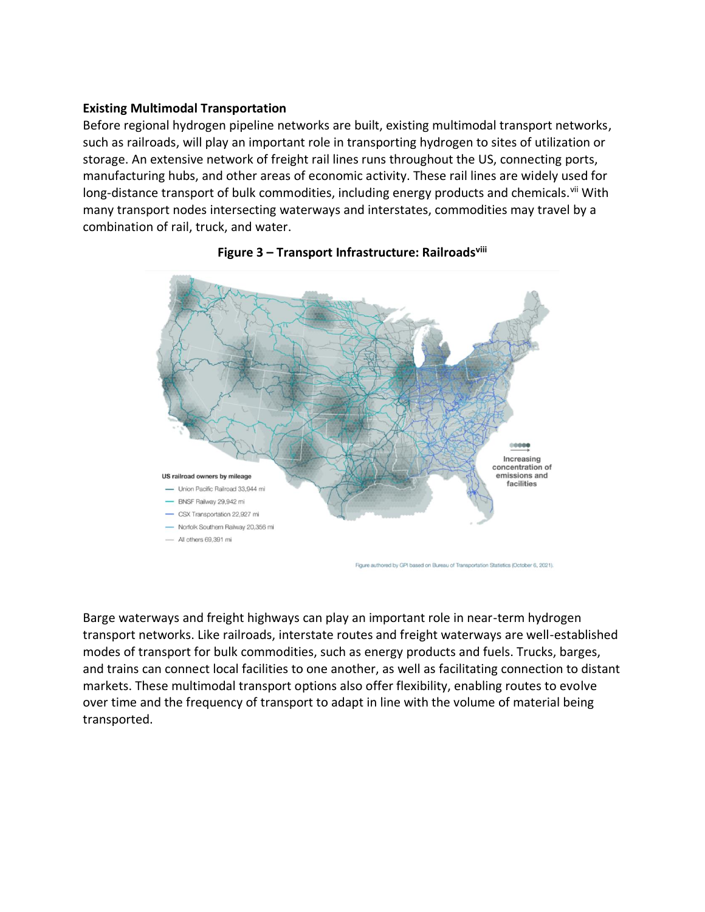**Existing Multimodal Transportation**

Before regional hydrogen pipeline networks are built, existing multimodal transport networks, such as railroads, will play an important role in transporting hydrogen to sites of utilization or storage. An extensive network of freight rail lines runs throughout the US, connecting ports, manufacturing hubs, and other areas of economic activity. These rail lines are widely used for long-distance transport of bulk commodities, including energy products and chemicals.[vii] With many transport nodes intersecting waterways and interstates, commodities may travel by a combination of rail, truck, and water.

**Figure 3 – Transport Infrastructure: Railroads[viii]**

US railroad owners by mileage
- Union Pacific Railroad 33,944 mi
- BNSF Railway 29,942 mi
- CSX Transportation 22,927 mi
- Norfolk Southern Railway 20,356 mi
- All others 69,391 mi

Increasing concentration of emissions and facilities

Figure authored by GPI based on Bureau of Transportation Statistics (October 6, 2021).

Barge waterways and freight highways can play an important role in near-term hydrogen transport networks. Like railroads, interstate routes and freight waterways are well-established modes of transport for bulk commodities, such as energy products and fuels. Trucks, barges, and trains can connect local facilities to one another, as well as facilitating connection to distant markets. These multimodal transport options also offer flexibility, enabling routes to evolve over time and the frequency of transport to adapt in line with the volume of material being transported.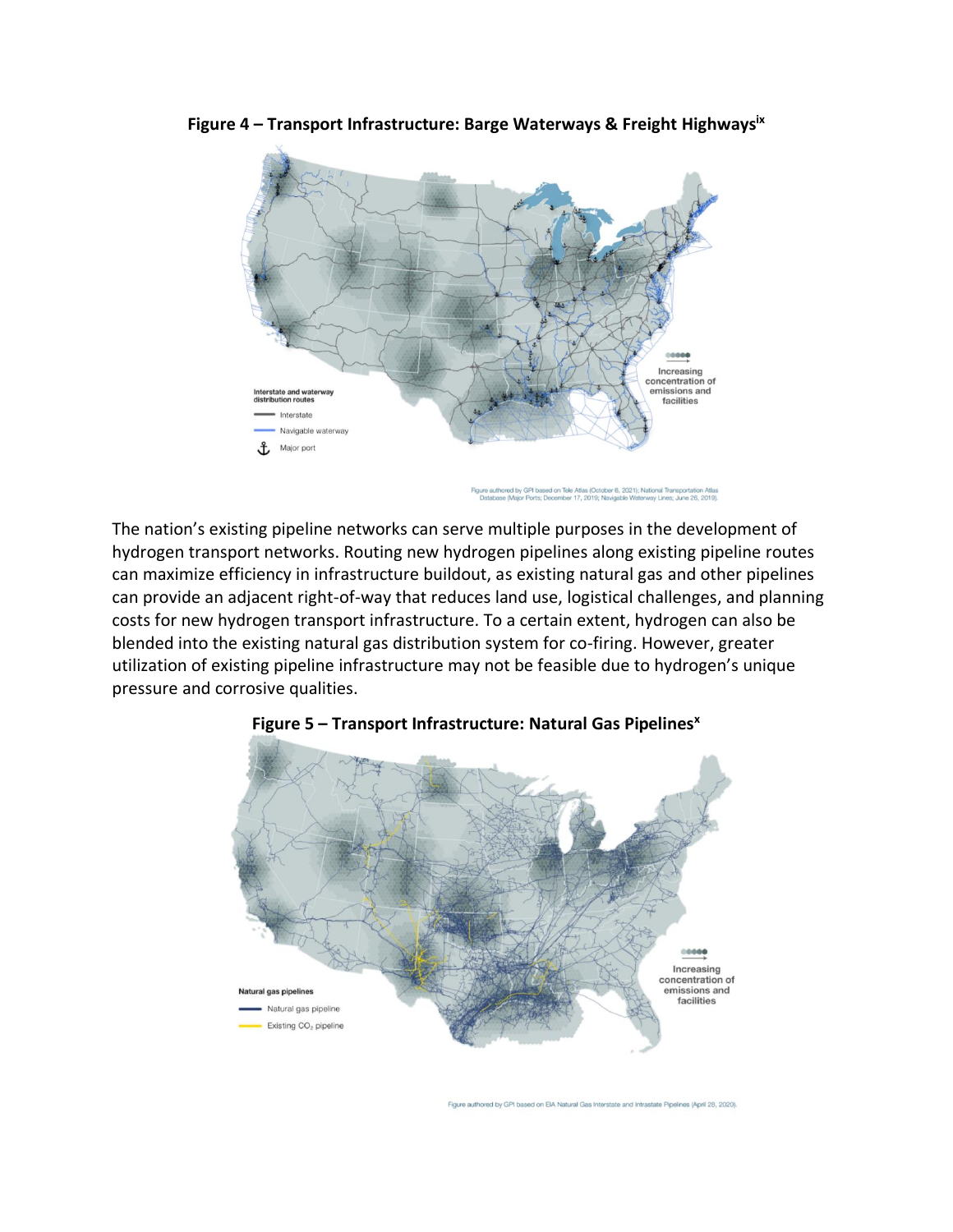**Figure 4 – Transport Infrastructure: Barge Waterways & Freight Highways**[ix]

Figure authored by GPI based on Tele Atlas (October 6, 2021); National Transportation Atlas Database (Major Ports; December 17, 2019; Navigable Waterway Lines; June 26, 2019).

The nation's existing pipeline networks can serve multiple purposes in the development of hydrogen transport networks. Routing new hydrogen pipelines along existing pipeline routes can maximize efficiency in infrastructure buildout, as existing natural gas and other pipelines can provide an adjacent right-of-way that reduces land use, logistical challenges, and planning costs for new hydrogen transport infrastructure. To a certain extent, hydrogen can also be blended into the existing natural gas distribution system for co-firing. However, greater utilization of existing pipeline infrastructure may not be feasible due to hydrogen's unique pressure and corrosive qualities.

**Figure 5 – Transport Infrastructure: Natural Gas Pipelines**[x]

Figure authored by GPI based on EIA Natural Gas Interstate and Intrastate Pipelines (April 28, 2020).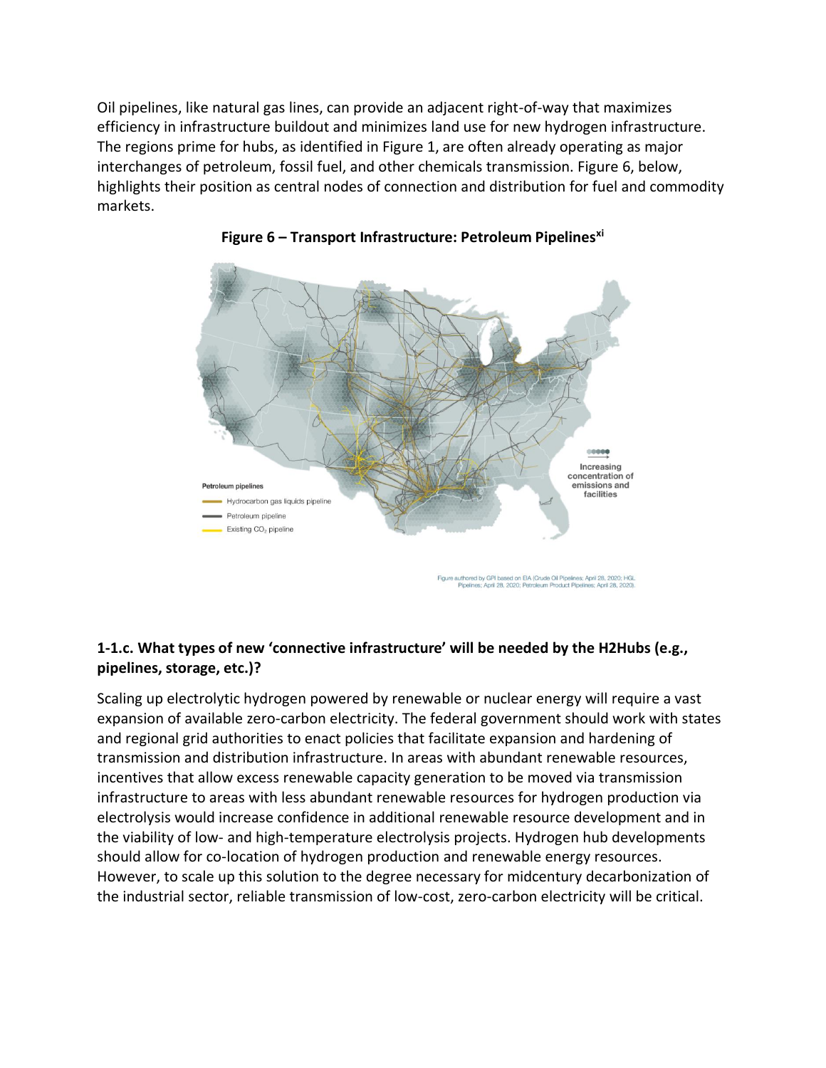Oil pipelines, like natural gas lines, can provide an adjacent right-of-way that maximizes efficiency in infrastructure buildout and minimizes land use for new hydrogen infrastructure. The regions prime for hubs, as identified in Figure 1, are often already operating as major interchanges of petroleum, fossil fuel, and other chemicals transmission. Figure 6, below, highlights their position as central nodes of connection and distribution for fuel and commodity markets.

**Figure 6 – Transport Infrastructure: Petroleum Pipelines[xi]**

Petroleum pipelines

- Hydrocarbon gas liquids pipeline
- Petroleum pipeline
- Existing $CO_2$ pipeline

Increasing concentration of emissions and facilities

Figure authored by GPI based on EIA (Crude Oil Pipelines: April 28, 2020; HGL Pipelines: April 28, 2020; Petroleum Product Pipelines: April 28, 2020).

### 1-1.c. What types of new 'connective infrastructure' will be needed by the H2Hubs (e.g., pipelines, storage, etc.)?

Scaling up electrolytic hydrogen powered by renewable or nuclear energy will require a vast expansion of available zero-carbon electricity. The federal government should work with states and regional grid authorities to enact policies that facilitate expansion and hardening of transmission and distribution infrastructure. In areas with abundant renewable resources, incentives that allow excess renewable capacity generation to be moved via transmission infrastructure to areas with less abundant renewable resources for hydrogen production via electrolysis would increase confidence in additional renewable resource development and in the viability of low- and high-temperature electrolysis projects. Hydrogen hub developments should allow for co-location of hydrogen production and renewable energy resources. However, to scale up this solution to the degree necessary for midcentury decarbonization of the industrial sector, reliable transmission of low-cost, zero-carbon electricity will be critical.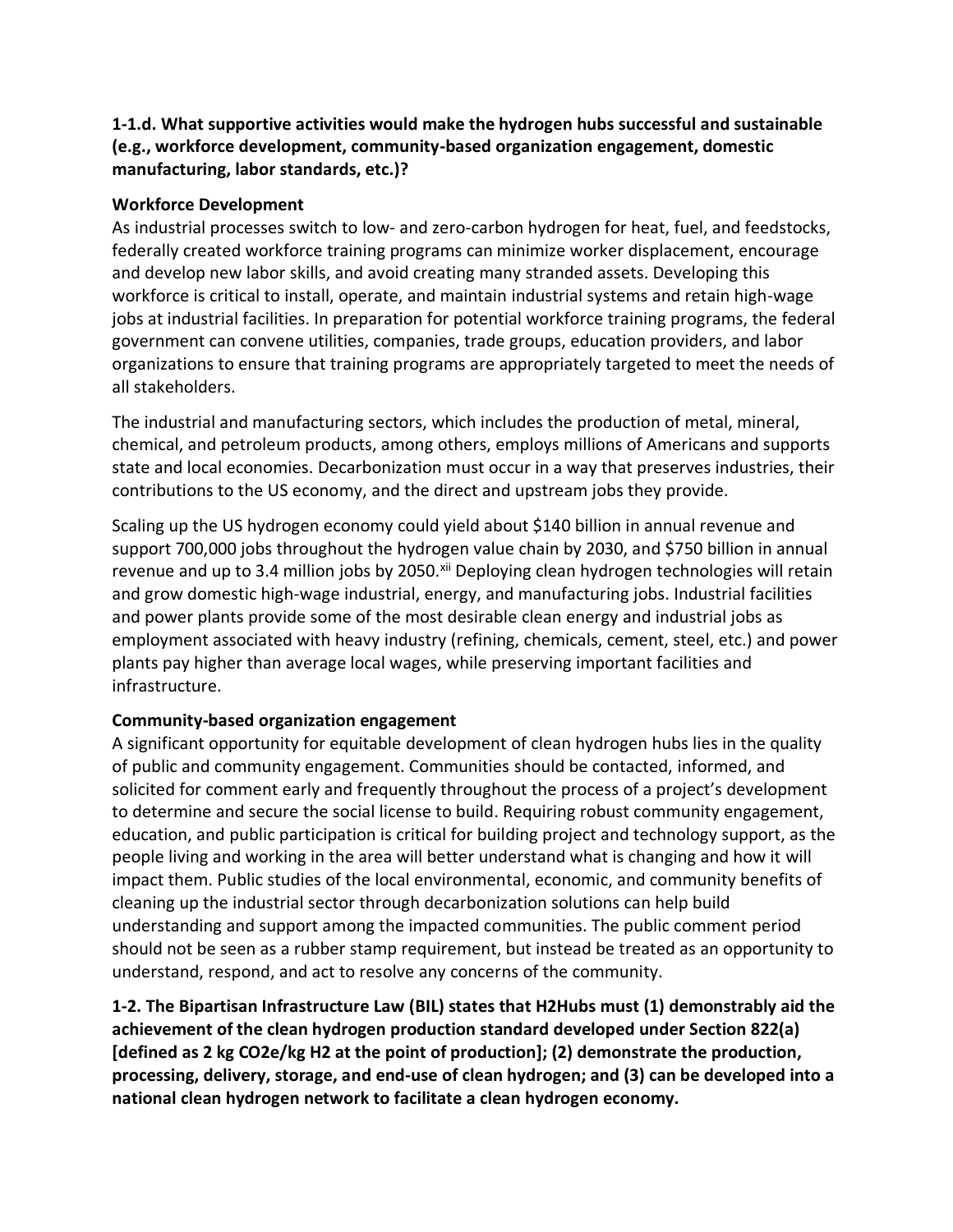**1-1.d. What supportive activities would make the hydrogen hubs successful and sustainable (e.g., workforce development, community-based organization engagement, domestic manufacturing, labor standards, etc.)?**

**Workforce Development**

As industrial processes switch to low- and zero-carbon hydrogen for heat, fuel, and feedstocks, federally created workforce training programs can minimize worker displacement, encourage and develop new labor skills, and avoid creating many stranded assets. Developing this workforce is critical to install, operate, and maintain industrial systems and retain high-wage jobs at industrial facilities. In preparation for potential workforce training programs, the federal government can convene utilities, companies, trade groups, education providers, and labor organizations to ensure that training programs are appropriately targeted to meet the needs of all stakeholders.

The industrial and manufacturing sectors, which includes the production of metal, mineral, chemical, and petroleum products, among others, employs millions of Americans and supports state and local economies. Decarbonization must occur in a way that preserves industries, their contributions to the US economy, and the direct and upstream jobs they provide.

Scaling up the US hydrogen economy could yield about $140 billion in annual revenue and support 700,000 jobs throughout the hydrogen value chain by 2030, and $750 billion in annual revenue and up to 3.4 million jobs by 2050.[xii] Deploying clean hydrogen technologies will retain and grow domestic high-wage industrial, energy, and manufacturing jobs. Industrial facilities and power plants provide some of the most desirable clean energy and industrial jobs as employment associated with heavy industry (refining, chemicals, cement, steel, etc.) and power plants pay higher than average local wages, while preserving important facilities and infrastructure.

**Community-based organization engagement**

A significant opportunity for equitable development of clean hydrogen hubs lies in the quality of public and community engagement. Communities should be contacted, informed, and solicited for comment early and frequently throughout the process of a project's development to determine and secure the social license to build. Requiring robust community engagement, education, and public participation is critical for building project and technology support, as the people living and working in the area will better understand what is changing and how it will impact them. Public studies of the local environmental, economic, and community benefits of cleaning up the industrial sector through decarbonization solutions can help build understanding and support among the impacted communities. The public comment period should not be seen as a rubber stamp requirement, but instead be treated as an opportunity to understand, respond, and act to resolve any concerns of the community.

**1-2. The Bipartisan Infrastructure Law (BIL) states that H2Hubs must (1) demonstrably aid the achievement of the clean hydrogen production standard developed under Section 822(a) [defined as 2 kg $CO_2e$/kg $H_2$ at the point of production]; (2) demonstrate the production, processing, delivery, storage, and end-use of clean hydrogen; and (3) can be developed into a national clean hydrogen network to facilitate a clean hydrogen economy.**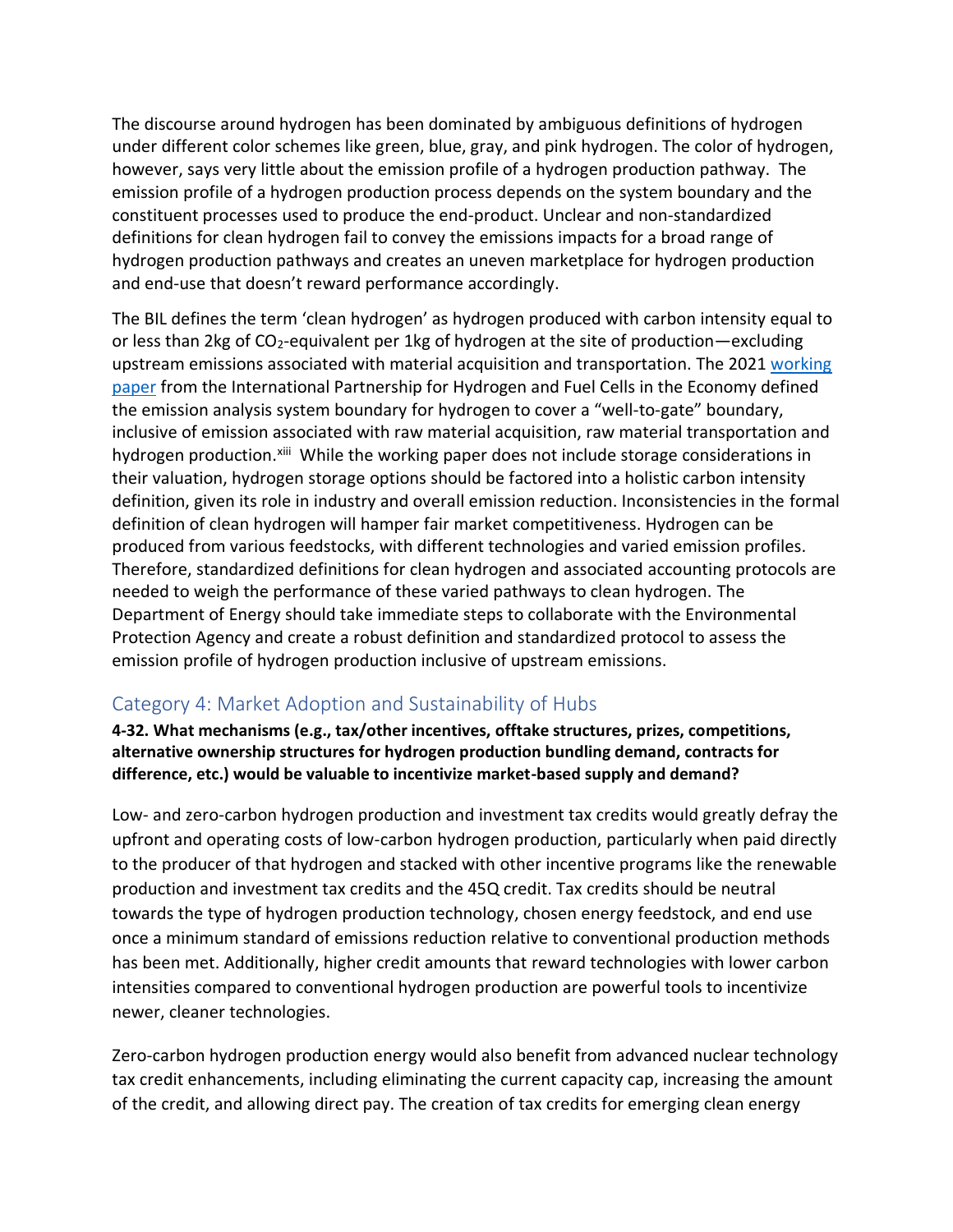The discourse around hydrogen has been dominated by ambiguous definitions of hydrogen under different color schemes like green, blue, gray, and pink hydrogen. The color of hydrogen, however, says very little about the emission profile of a hydrogen production pathway. The emission profile of a hydrogen production process depends on the system boundary and the constituent processes used to produce the end-product. Unclear and non-standardized definitions for clean hydrogen fail to convey the emissions impacts for a broad range of hydrogen production pathways and creates an uneven marketplace for hydrogen production and end-use that doesn't reward performance accordingly.

The BIL defines the term 'clean hydrogen' as hydrogen produced with carbon intensity equal to or less than 2kg of $CO_2$-equivalent per 1kg of hydrogen at the site of production—excluding upstream emissions associated with material acquisition and transportation. The 2021 working paper from the International Partnership for Hydrogen and Fuel Cells in the Economy defined the emission analysis system boundary for hydrogen to cover a "well-to-gate" boundary, inclusive of emission associated with raw material acquisition, raw material transportation and hydrogen production.[xiii] While the working paper does not include storage considerations in their valuation, hydrogen storage options should be factored into a holistic carbon intensity definition, given its role in industry and overall emission reduction. Inconsistencies in the formal definition of clean hydrogen will hamper fair market competitiveness. Hydrogen can be produced from various feedstocks, with different technologies and varied emission profiles. Therefore, standardized definitions for clean hydrogen and associated accounting protocols are needed to weigh the performance of these varied pathways to clean hydrogen. The Department of Energy should take immediate steps to collaborate with the Environmental Protection Agency and create a robust definition and standardized protocol to assess the emission profile of hydrogen production inclusive of upstream emissions.

## Category 4: Market Adoption and Sustainability of Hubs

**4-32. What mechanisms (e.g., tax/other incentives, offtake structures, prizes, competitions, alternative ownership structures for hydrogen production bundling demand, contracts for difference, etc.) would be valuable to incentivize market-based supply and demand?**

Low- and zero-carbon hydrogen production and investment tax credits would greatly defray the upfront and operating costs of low-carbon hydrogen production, particularly when paid directly to the producer of that hydrogen and stacked with other incentive programs like the renewable production and investment tax credits and the 45Q credit. Tax credits should be neutral towards the type of hydrogen production technology, chosen energy feedstock, and end use once a minimum standard of emissions reduction relative to conventional production methods has been met. Additionally, higher credit amounts that reward technologies with lower carbon intensities compared to conventional hydrogen production are powerful tools to incentivize newer, cleaner technologies.

Zero-carbon hydrogen production energy would also benefit from advanced nuclear technology tax credit enhancements, including eliminating the current capacity cap, increasing the amount of the credit, and allowing direct pay. The creation of tax credits for emerging clean energy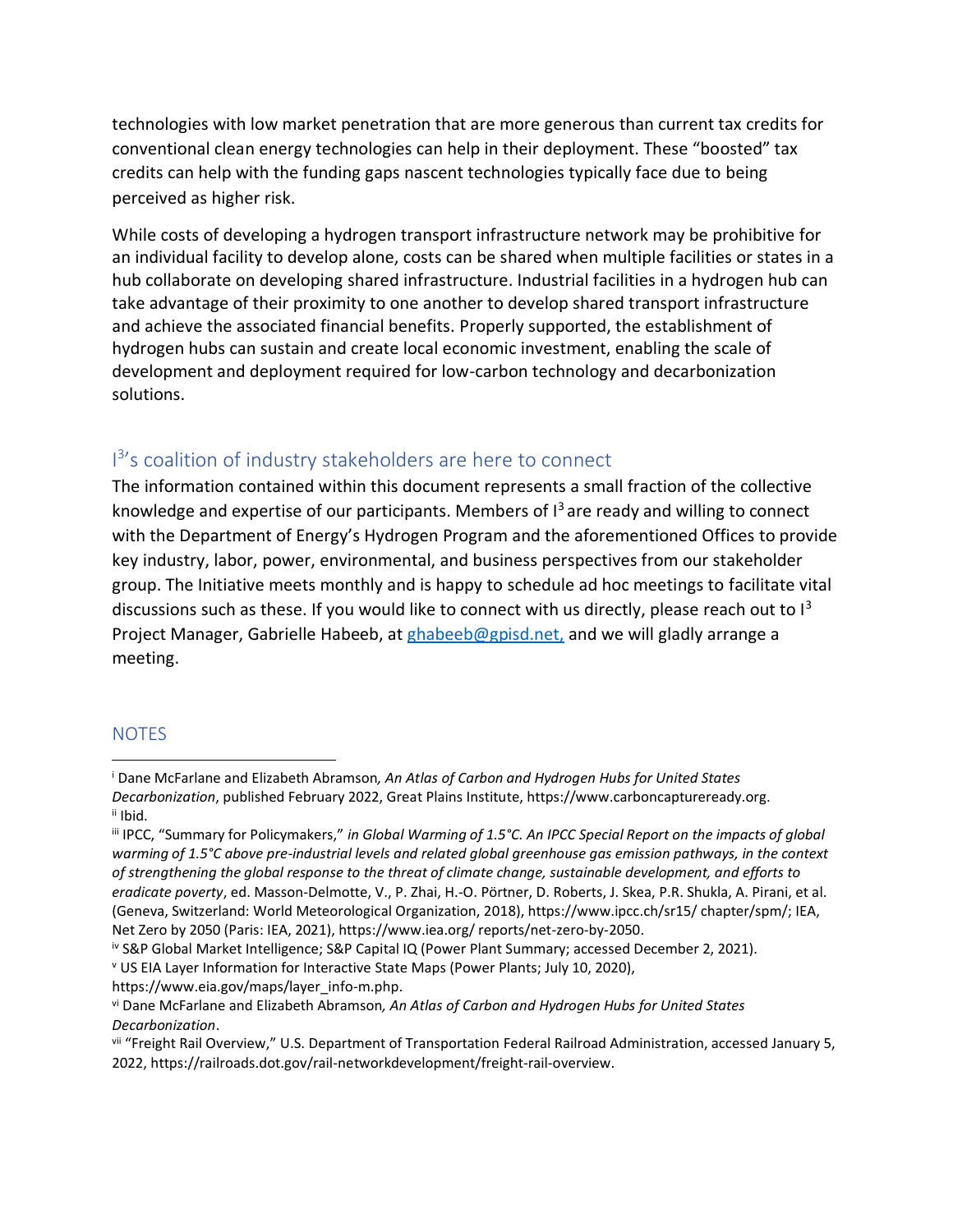technologies with low market penetration that are more generous than current tax credits for conventional clean energy technologies can help in their deployment. These "boosted" tax credits can help with the funding gaps nascent technologies typically face due to being perceived as higher risk.

While costs of developing a hydrogen transport infrastructure network may be prohibitive for an individual facility to develop alone, costs can be shared when multiple facilities or states in a hub collaborate on developing shared infrastructure. Industrial facilities in a hydrogen hub can take advantage of their proximity to one another to develop shared transport infrastructure and achieve the associated financial benefits. Properly supported, the establishment of hydrogen hubs can sustain and create local economic investment, enabling the scale of development and deployment required for low-carbon technology and decarbonization solutions.

## $I^3$'s coalition of industry stakeholders are here to connect

The information contained within this document represents a small fraction of the collective knowledge and expertise of our participants. Members of $I^3$ are ready and willing to connect with the Department of Energy's Hydrogen Program and the aforementioned Offices to provide key industry, labor, power, environmental, and business perspectives from our stakeholder group. The Initiative meets monthly and is happy to schedule ad hoc meetings to facilitate vital discussions such as these. If you would like to connect with us directly, please reach out to $I^3$ Project Manager, Gabrielle Habeeb, at ghabeeb@gpisd.net, and we will gladly arrange a meeting.

## NOTES

[i] Dane McFarlane and Elizabeth Abramson, *An Atlas of Carbon and Hydrogen Hubs for United States Decarbonization*, published February 2022, Great Plains Institute, https://www.carboncaptureready.org.

[ii] Ibid.

[iii] IPCC, "Summary for Policymakers," *in Global Warming of 1.5°C. An IPCC Special Report on the impacts of global warming of 1.5°C above pre-industrial levels and related global greenhouse gas emission pathways, in the context of strengthening the global response to the threat of climate change, sustainable development, and efforts to eradicate poverty*, ed. Masson-Delmotte, V., P. Zhai, H.-O. Pörtner, D. Roberts, J. Skea, P.R. Shukla, A. Pirani, et al. (Geneva, Switzerland: World Meteorological Organization, 2018), https://www.ipcc.ch/sr15/ chapter/spm/; IEA, Net Zero by 2050 (Paris: IEA, 2021), https://www.iea.org/ reports/net-zero-by-2050.

[iv] S&P Global Market Intelligence; S&P Capital IQ (Power Plant Summary; accessed December 2, 2021).

[v] US EIA Layer Information for Interactive State Maps (Power Plants; July 10, 2020), https://www.eia.gov/maps/layer_info-m.php.

[vi] Dane McFarlane and Elizabeth Abramson, *An Atlas of Carbon and Hydrogen Hubs for United States Decarbonization*.

[vii] "Freight Rail Overview," U.S. Department of Transportation Federal Railroad Administration, accessed January 5, 2022, https://railroads.dot.gov/rail-networkdevelopment/freight-rail-overview.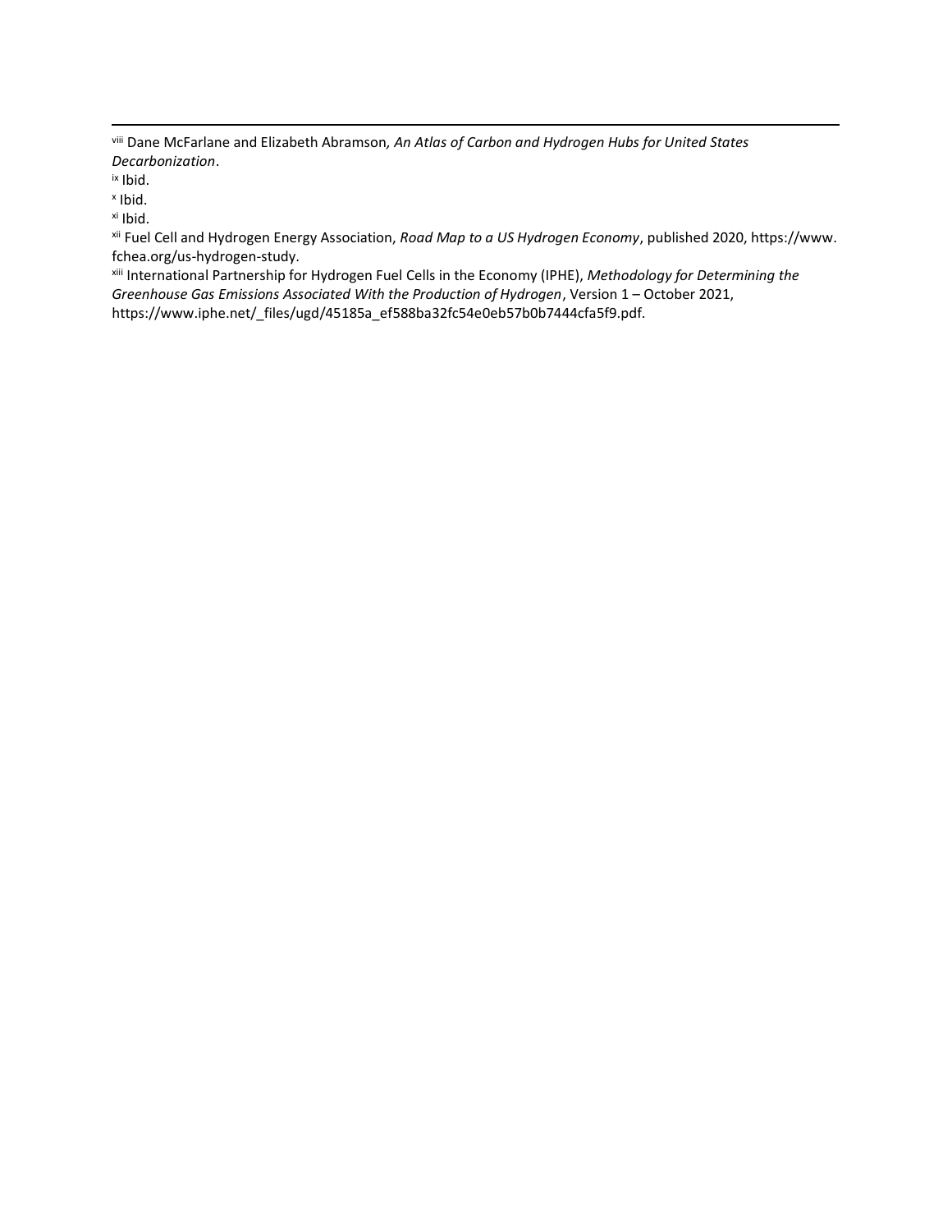---

[viii] Dane McFarlane and Elizabeth Abramson*, An Atlas of Carbon and Hydrogen Hubs for United States Decarbonization*.

[ix] Ibid.

[x] Ibid.

[xi] Ibid.

[xii] Fuel Cell and Hydrogen Energy Association, *Road Map to a US Hydrogen Economy*, published 2020, https://www.fchea.org/us-hydrogen-study.

[xiii] International Partnership for Hydrogen Fuel Cells in the Economy (IPHE), *Methodology for Determining the Greenhouse Gas Emissions Associated With the Production of Hydrogen*, Version 1 – October 2021, https://www.iphe.net/_files/ugd/45185a_ef588ba32fc54e0eb57b0b7444cfa5f9.pdf.